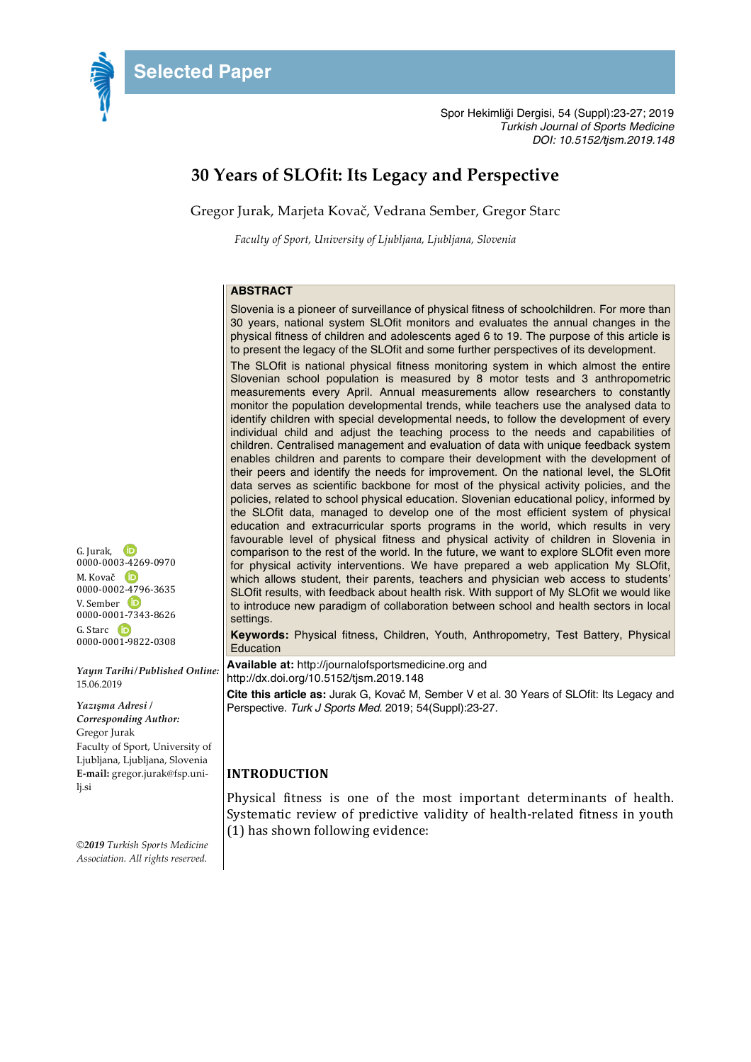Selected Paper

Spor Hekimliği Dergisi, 54 (Suppl):23-27; 2019
*Turkish Journal of Sports Medicine*
*DOI: 10.5152/tjsm.2019.148*

# 30 Years of SLOfit: Its Legacy and Perspective

Gregor Jurak, Marjeta Kovač, Vedrana Sember, Gregor Starc

*Faculty of Sport, University of Ljubljana, Ljubljana, Slovenia*

## ABSTRACT

Slovenia is a pioneer of surveillance of physical fitness of schoolchildren. For more than 30 years, national system SLOfit monitors and evaluates the annual changes in the physical fitness of children and adolescents aged 6 to 19. The purpose of this article is to present the legacy of the SLOfit and some further perspectives of its development.

The SLOfit is national physical fitness monitoring system in which almost the entire Slovenian school population is measured by 8 motor tests and 3 anthropometric measurements every April. Annual measurements allow researchers to constantly monitor the population developmental trends, while teachers use the analysed data to identify children with special developmental needs, to follow the development of every individual child and adjust the teaching process to the needs and capabilities of children. Centralised management and evaluation of data with unique feedback system enables children and parents to compare their development with the development of their peers and identify the needs for improvement. On the national level, the SLOfit data serves as scientific backbone for most of the physical activity policies, and the policies, related to school physical education. Slovenian educational policy, informed by the SLOfit data, managed to develop one of the most efficient system of physical education and extracurricular sports programs in the world, which results in very favourable level of physical fitness and physical activity of children in Slovenia in comparison to the rest of the world. In the future, we want to explore SLOfit even more for physical activity interventions. We have prepared a web application My SLOfit, which allows student, their parents, teachers and physician web access to students' SLOfit results, with feedback about health risk. With support of My SLOfit we would like to introduce new paradigm of collaboration between school and health sectors in local settings.

**Keywords:** Physical fitness, Children, Youth, Anthropometry, Test Battery, Physical Education

**Available at:** http://journalofsportsmedicine.org and http://dx.doi.org/10.5152/tjsm.2019.148

**Cite this article as:** Jurak G, Kovač M, Sember V et al. 30 Years of SLOfit: Its Legacy and Perspective. *Turk J Sports Med*. 2019; 54(Suppl):23-27.

G. Jurak, 0000-0003-4269-0970
M. Kovač 0000-0002-4796-3635
V. Sember 0000-0001-7343-8626
G. Starc 0000-0001-9822-0308

***Yayın Tarihi / Published Online:*** 15.06.2019

***Yazışma Adresi / Corresponding Author:***
Gregor Jurak
Faculty of Sport, University of Ljubljana, Ljubljana, Slovenia
**E-mail:** gregor.jurak@fsp.uni-lj.si

*©2019 Turkish Sports Medicine Association. All rights reserved.*

## INTRODUCTION

Physical fitness is one of the most important determinants of health. Systematic review of predictive validity of health-related fitness in youth (1) has shown following evidence: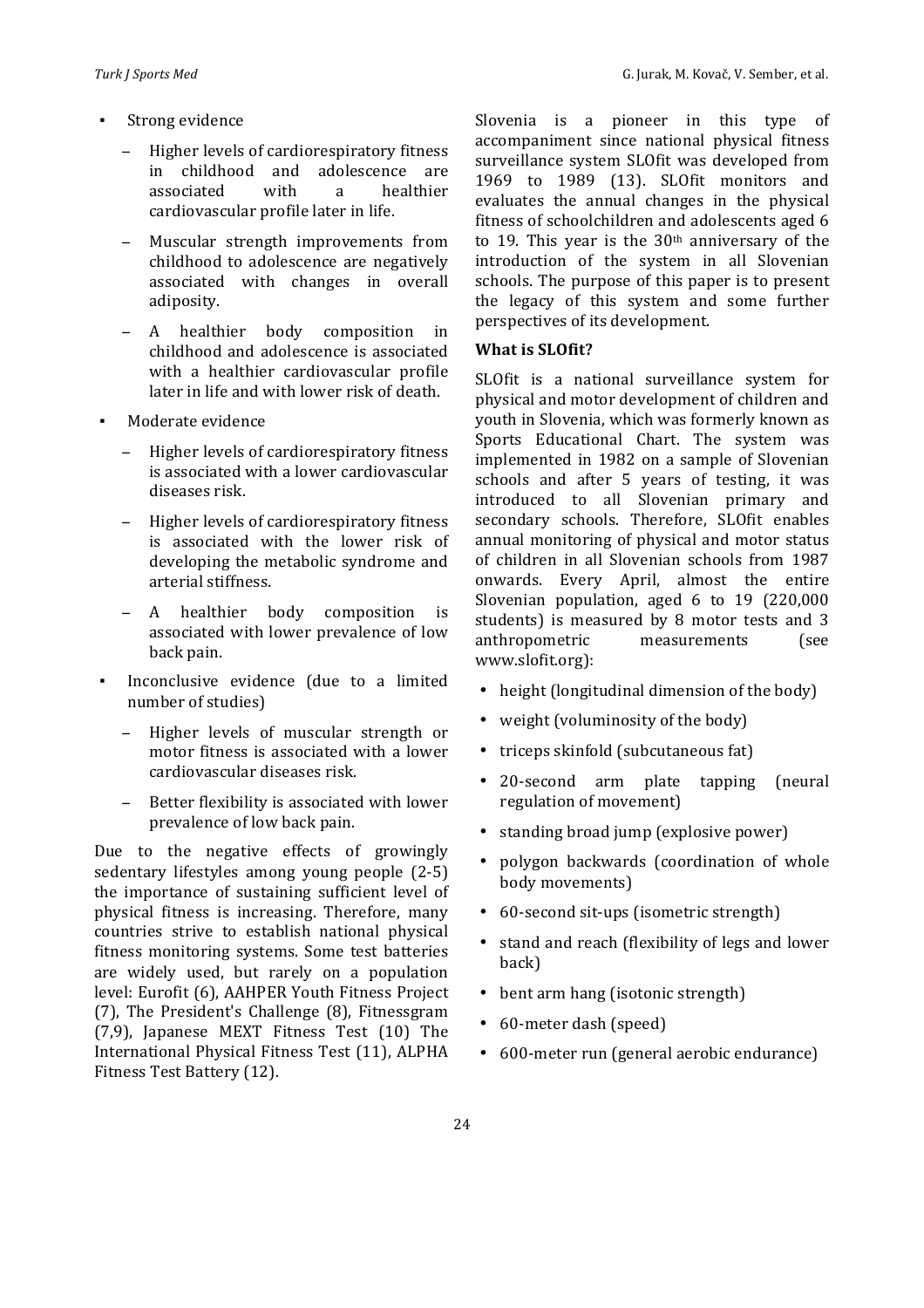- Strong evidence
  - Higher levels of cardiorespiratory fitness in childhood and adolescence are associated with a healthier cardiovascular profile later in life.
  - Muscular strength improvements from childhood to adolescence are negatively associated with changes in overall adiposity.
  - A healthier body composition in childhood and adolescence is associated with a healthier cardiovascular profile later in life and with lower risk of death.
- Moderate evidence
  - Higher levels of cardiorespiratory fitness is associated with a lower cardiovascular diseases risk.
  - Higher levels of cardiorespiratory fitness is associated with the lower risk of developing the metabolic syndrome and arterial stiffness.
  - A healthier body composition is associated with lower prevalence of low back pain.
- Inconclusive evidence (due to a limited number of studies)
  - Higher levels of muscular strength or motor fitness is associated with a lower cardiovascular diseases risk.
  - Better flexibility is associated with lower prevalence of low back pain.

Due to the negative effects of growingly sedentary lifestyles among young people (2-5) the importance of sustaining sufficient level of physical fitness is increasing. Therefore, many countries strive to establish national physical fitness monitoring systems. Some test batteries are widely used, but rarely on a population level: Eurofit (6), AAHPER Youth Fitness Project (7), The President's Challenge (8), Fitnessgram (7,9), Japanese MEXT Fitness Test (10) The International Physical Fitness Test (11), ALPHA Fitness Test Battery (12).

Slovenia is a pioneer in this type of accompaniment since national physical fitness surveillance system SLOfit was developed from 1969 to 1989 (13). SLOfit monitors and evaluates the annual changes in the physical fitness of schoolchildren and adolescents aged 6 to 19. This year is the 30th anniversary of the introduction of the system in all Slovenian schools. The purpose of this paper is to present the legacy of this system and some further perspectives of its development.

**What is SLOfit?**

SLOfit is a national surveillance system for physical and motor development of children and youth in Slovenia, which was formerly known as Sports Educational Chart. The system was implemented in 1982 on a sample of Slovenian schools and after 5 years of testing, it was introduced to all Slovenian primary and secondary schools. Therefore, SLOfit enables annual monitoring of physical and motor status of children in all Slovenian schools from 1987 onwards. Every April, almost the entire Slovenian population, aged 6 to 19 (220,000 students) is measured by 8 motor tests and 3 anthropometric measurements (see www.slofit.org):

- height (longitudinal dimension of the body)
- weight (voluminosity of the body)
- triceps skinfold (subcutaneous fat)
- 20-second arm plate tapping (neural regulation of movement)
- standing broad jump (explosive power)
- polygon backwards (coordination of whole body movements)
- 60-second sit-ups (isometric strength)
- stand and reach (flexibility of legs and lower back)
- bent arm hang (isotonic strength)
- 60-meter dash (speed)
- 600-meter run (general aerobic endurance)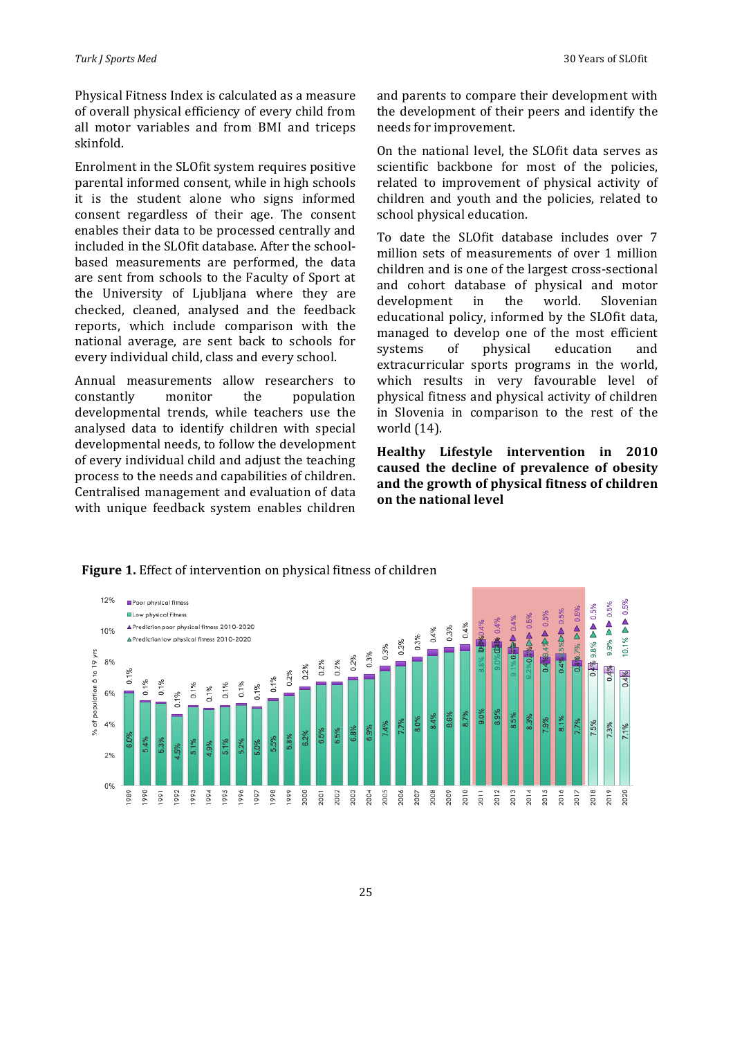Physical Fitness Index is calculated as a measure of overall physical efficiency of every child from all motor variables and from BMI and triceps skinfold.

Enrolment in the SLOfit system requires positive parental informed consent, while in high schools it is the student alone who signs informed consent regardless of their age. The consent enables their data to be processed centrally and included in the SLOfit database. After the school-based measurements are performed, the data are sent from schools to the Faculty of Sport at the University of Ljubljana where they are checked, cleaned, analysed and the feedback reports, which include comparison with the national average, are sent back to schools for every individual child, class and every school.

Annual measurements allow researchers to constantly monitor the population developmental trends, while teachers use the analysed data to identify children with special developmental needs, to follow the development of every individual child and adjust the teaching process to the needs and capabilities of children. Centralised management and evaluation of data with unique feedback system enables children and parents to compare their development with the development of their peers and identify the needs for improvement.

On the national level, the SLOfit data serves as scientific backbone for most of the policies, related to improvement of physical activity of children and youth and the policies, related to school physical education.

To date the SLOfit database includes over 7 million sets of measurements of over 1 million children and is one of the largest cross-sectional and cohort database of physical and motor development in the world. Slovenian educational policy, informed by the SLOfit data, managed to develop one of the most efficient systems of physical education and extracurricular sports programs in the world, which results in very favourable level of physical fitness and physical activity of children in Slovenia in comparison to the rest of the world (14).

**Healthy Lifestyle intervention in 2010 caused the decline of prevalence of obesity and the growth of physical fitness of children on the national level**

**Figure 1.** Effect of intervention on physical fitness of children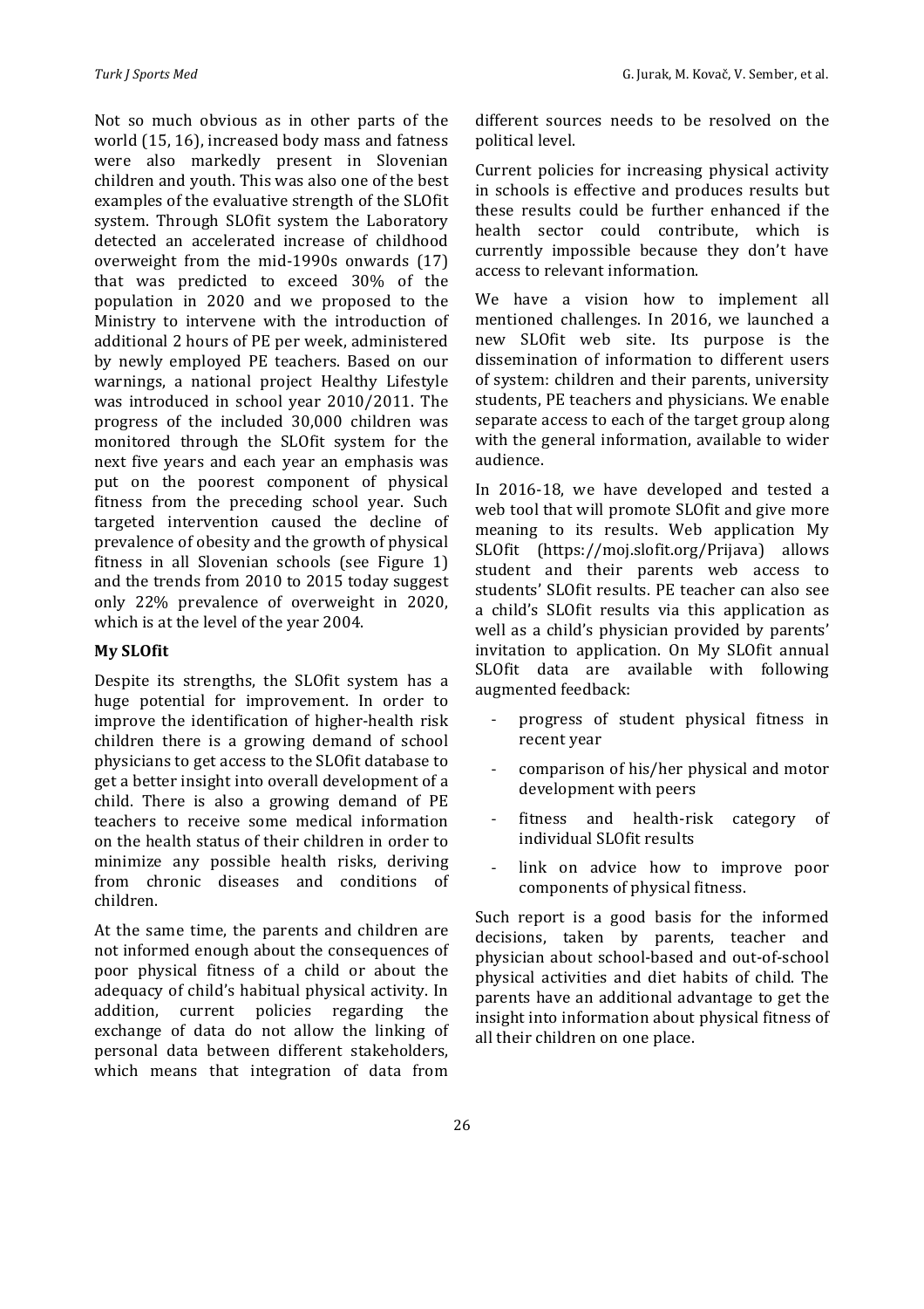Not so much obvious as in other parts of the world (15, 16), increased body mass and fatness were also markedly present in Slovenian children and youth. This was also one of the best examples of the evaluative strength of the SLOfit system. Through SLOfit system the Laboratory detected an accelerated increase of childhood overweight from the mid-1990s onwards (17) that was predicted to exceed 30% of the population in 2020 and we proposed to the Ministry to intervene with the introduction of additional 2 hours of PE per week, administered by newly employed PE teachers. Based on our warnings, a national project Healthy Lifestyle was introduced in school year 2010/2011. The progress of the included 30,000 children was monitored through the SLOfit system for the next five years and each year an emphasis was put on the poorest component of physical fitness from the preceding school year. Such targeted intervention caused the decline of prevalence of obesity and the growth of physical fitness in all Slovenian schools (see Figure 1) and the trends from 2010 to 2015 today suggest only 22% prevalence of overweight in 2020, which is at the level of the year 2004.

**My SLOfit**

Despite its strengths, the SLOfit system has a huge potential for improvement. In order to improve the identification of higher-health risk children there is a growing demand of school physicians to get access to the SLOfit database to get a better insight into overall development of a child. There is also a growing demand of PE teachers to receive some medical information on the health status of their children in order to minimize any possible health risks, deriving from chronic diseases and conditions of children.

At the same time, the parents and children are not informed enough about the consequences of poor physical fitness of a child or about the adequacy of child's habitual physical activity. In addition, current policies regarding the exchange of data do not allow the linking of personal data between different stakeholders, which means that integration of data from different sources needs to be resolved on the political level.

Current policies for increasing physical activity in schools is effective and produces results but these results could be further enhanced if the health sector could contribute, which is currently impossible because they don't have access to relevant information.

We have a vision how to implement all mentioned challenges. In 2016, we launched a new SLOfit web site. Its purpose is the dissemination of information to different users of system: children and their parents, university students, PE teachers and physicians. We enable separate access to each of the target group along with the general information, available to wider audience.

In 2016-18, we have developed and tested a web tool that will promote SLOfit and give more meaning to its results. Web application My SLOfit (https://moj.slofit.org/Prijava) allows student and their parents web access to students' SLOfit results. PE teacher can also see a child's SLOfit results via this application as well as a child's physician provided by parents' invitation to application. On My SLOfit annual SLOfit data are available with following augmented feedback:

- progress of student physical fitness in recent year
- comparison of his/her physical and motor development with peers
- fitness and health-risk category of individual SLOfit results
- link on advice how to improve poor components of physical fitness.

Such report is a good basis for the informed decisions, taken by parents, teacher and physician about school-based and out-of-school physical activities and diet habits of child. The parents have an additional advantage to get the insight into information about physical fitness of all their children on one place.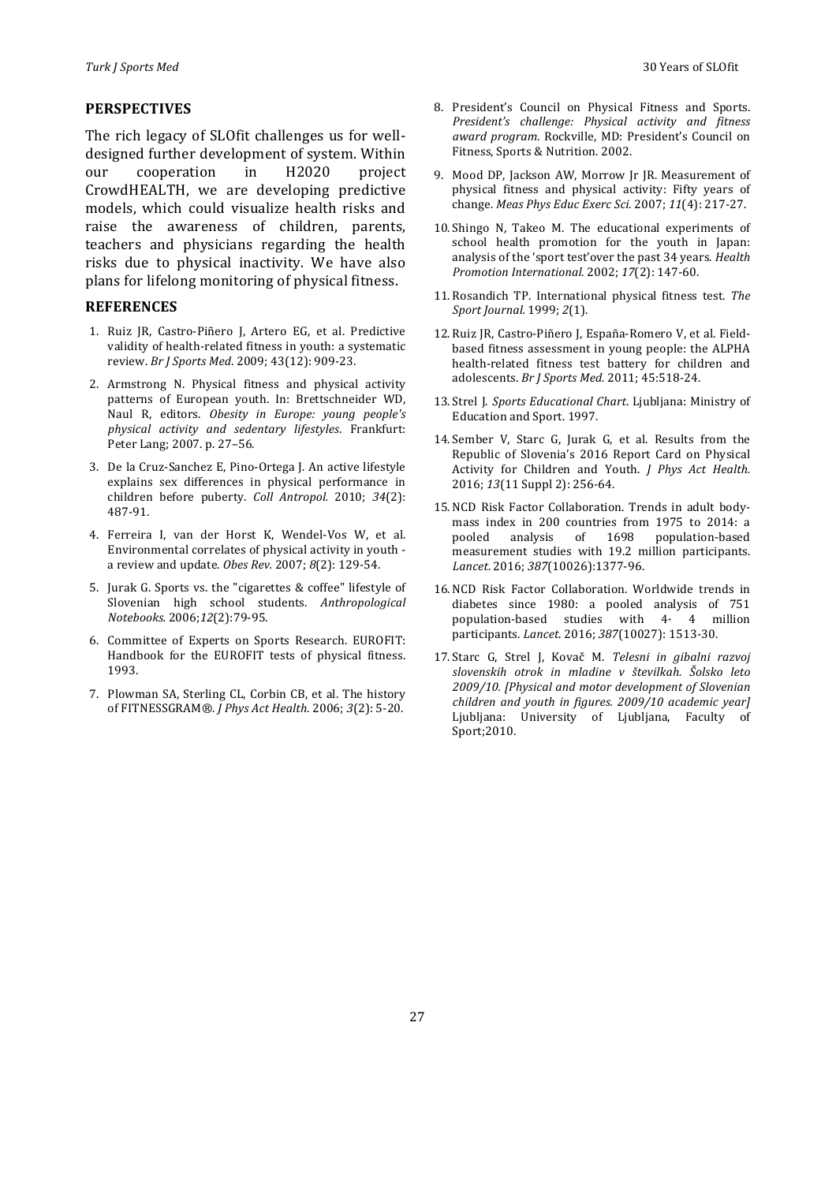## PERSPECTIVES

The rich legacy of SLOfit challenges us for well-designed further development of system. Within our cooperation in H2020 project CrowdHEALTH, we are developing predictive models, which could visualize health risks and raise the awareness of children, parents, teachers and physicians regarding the health risks due to physical inactivity. We have also plans for lifelong monitoring of physical fitness.

## REFERENCES

1. Ruiz JR, Castro-Piñero J, Artero EG, et al. Predictive validity of health-related fitness in youth: a systematic review. *Br J Sports Med*. 2009; 43(12): 909-23.
2. Armstrong N. Physical fitness and physical activity patterns of European youth. In: Brettschneider WD, Naul R, editors. *Obesity in Europe: young people's physical activity and sedentary lifestyles*. Frankfurt: Peter Lang; 2007. p. 27–56.
3. De la Cruz-Sanchez E, Pino-Ortega J. An active lifestyle explains sex differences in physical performance in children before puberty. *Coll Antropol.* 2010; *34*(2): 487-91.
4. Ferreira I, van der Horst K, Wendel-Vos W, et al. Environmental correlates of physical activity in youth - a review and update. *Obes Rev.* 2007; *8*(2): 129-54.
5. Jurak G. Sports vs. the "cigarettes & coffee" lifestyle of Slovenian high school students. *Anthropological Notebooks.* 2006;*12*(2):79-95.
6. Committee of Experts on Sports Research. EUROFIT: Handbook for the EUROFIT tests of physical fitness. 1993.
7. Plowman SA, Sterling CL, Corbin CB, et al. The history of FITNESSGRAM®. *J Phys Act Health*. 2006; *3*(2): 5-20.
8. President's Council on Physical Fitness and Sports. *President's challenge: Physical activity and fitness award program*. Rockville, MD: President's Council on Fitness, Sports & Nutrition. 2002.
9. Mood DP, Jackson AW, Morrow Jr JR. Measurement of physical fitness and physical activity: Fifty years of change. *Meas Phys Educ Exerc Sci.* 2007; *11*(4): 217-27.
10. Shingo N, Takeo M. The educational experiments of school health promotion for the youth in Japan: analysis of the 'sport test'over the past 34 years. *Health Promotion International.* 2002; *17*(2): 147-60.
11. Rosandich TP. International physical fitness test. *The Sport Journal.* 1999; *2*(1).
12. Ruiz JR, Castro-Piñero J, España-Romero V, et al. Field-based fitness assessment in young people: the ALPHA health-related fitness test battery for children and adolescents. *Br J Sports Med.* 2011; 45:518-24.
13. Strel J. *Sports Educational Chart*. Ljubljana: Ministry of Education and Sport. 1997.
14. Sember V, Starc G, Jurak G, et al. Results from the Republic of Slovenia's 2016 Report Card on Physical Activity for Children and Youth. *J Phys Act Health.* 2016; *13*(11 Suppl 2): 256-64.
15. NCD Risk Factor Collaboration. Trends in adult body-mass index in 200 countries from 1975 to 2014: a pooled analysis of 1698 population-based measurement studies with 19.2 million participants. *Lancet*. 2016; *387*(10026):1377-96.
16. NCD Risk Factor Collaboration. Worldwide trends in diabetes since 1980: a pooled analysis of 751 population-based studies with 4· 4 million participants. *Lancet*. 2016; *387*(10027): 1513-30.
17. Starc G, Strel J, Kovač M. *Telesni in gibalni razvoj slovenskih otrok in mladine v številkah. Šolsko leto 2009/10. [Physical and motor development of Slovenian children and youth in figures. 2009/10 academic year]* Ljubljana: University of Ljubljana, Faculty of Sport;2010.